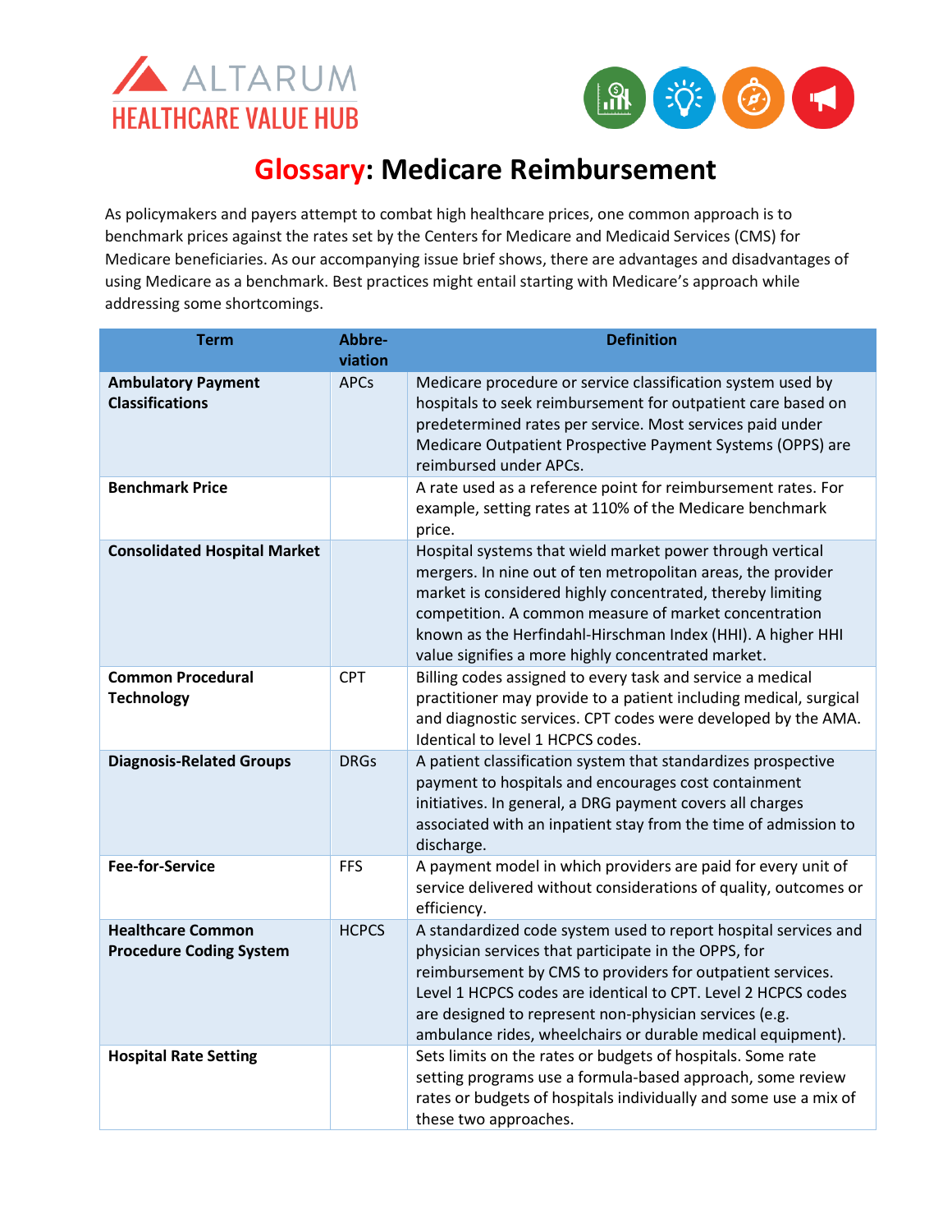ALTARUM
HEALTHCARE VALUE HUB

# Glossary: Medicare Reimbursement

As policymakers and payers attempt to combat high healthcare prices, one common approach is to benchmark prices against the rates set by the Centers for Medicare and Medicaid Services (CMS) for Medicare beneficiaries. As our accompanying issue brief shows, there are advantages and disadvantages of using Medicare as a benchmark. Best practices might entail starting with Medicare's approach while addressing some shortcomings.

| Term | Abbreviation | Definition |
|---|---|---|
| **Ambulatory Payment Classifications** | APCs | Medicare procedure or service classification system used by hospitals to seek reimbursement for outpatient care based on predetermined rates per service. Most services paid under Medicare Outpatient Prospective Payment Systems (OPPS) are reimbursed under APCs. |
| **Benchmark Price** | | A rate used as a reference point for reimbursement rates. For example, setting rates at 110% of the Medicare benchmark price. |
| **Consolidated Hospital Market** | | Hospital systems that wield market power through vertical mergers. In nine out of ten metropolitan areas, the provider market is considered highly concentrated, thereby limiting competition. A common measure of market concentration known as the Herfindahl-Hirschman Index (HHI). A higher HHI value signifies a more highly concentrated market. |
| **Common Procedural Technology** | CPT | Billing codes assigned to every task and service a medical practitioner may provide to a patient including medical, surgical and diagnostic services. CPT codes were developed by the AMA. Identical to level 1 HCPCS codes. |
| **Diagnosis-Related Groups** | DRGs | A patient classification system that standardizes prospective payment to hospitals and encourages cost containment initiatives. In general, a DRG payment covers all charges associated with an inpatient stay from the time of admission to discharge. |
| **Fee-for-Service** | FFS | A payment model in which providers are paid for every unit of service delivered without considerations of quality, outcomes or efficiency. |
| **Healthcare Common Procedure Coding System** | HCPCS | A standardized code system used to report hospital services and physician services that participate in the OPPS, for reimbursement by CMS to providers for outpatient services. Level 1 HCPCS codes are identical to CPT. Level 2 HCPCS codes are designed to represent non-physician services (e.g. ambulance rides, wheelchairs or durable medical equipment). |
| **Hospital Rate Setting** | | Sets limits on the rates or budgets of hospitals. Some rate setting programs use a formula-based approach, some review rates or budgets of hospitals individually and some use a mix of these two approaches. |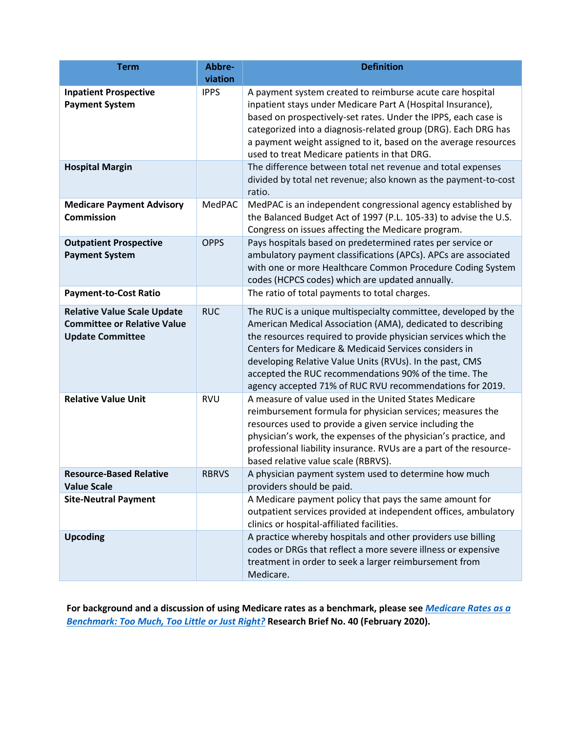| Term | Abbre-viation | Definition |
|---|---|---|
| **Inpatient Prospective Payment System** | IPPS | A payment system created to reimburse acute care hospital inpatient stays under Medicare Part A (Hospital Insurance), based on prospectively-set rates. Under the IPPS, each case is categorized into a diagnosis-related group (DRG). Each DRG has a payment weight assigned to it, based on the average resources used to treat Medicare patients in that DRG. |
| **Hospital Margin** | | The difference between total net revenue and total expenses divided by total net revenue; also known as the payment-to-cost ratio. |
| **Medicare Payment Advisory Commission** | MedPAC | MedPAC is an independent congressional agency established by the Balanced Budget Act of 1997 (P.L. 105-33) to advise the U.S. Congress on issues affecting the Medicare program. |
| **Outpatient Prospective Payment System** | OPPS | Pays hospitals based on predetermined rates per service or ambulatory payment classifications (APCs). APCs are associated with one or more Healthcare Common Procedure Coding System codes (HCPCS codes) which are updated annually. |
| **Payment-to-Cost Ratio** | | The ratio of total payments to total charges. |
| **Relative Value Scale Update Committee or Relative Value Update Committee** | RUC | The RUC is a unique multispecialty committee, developed by the American Medical Association (AMA), dedicated to describing the resources required to provide physician services which the Centers for Medicare & Medicaid Services considers in developing Relative Value Units (RVUs). In the past, CMS accepted the RUC recommendations 90% of the time. The agency accepted 71% of RUC RVU recommendations for 2019. |
| **Relative Value Unit** | RVU | A measure of value used in the United States Medicare reimbursement formula for physician services; measures the resources used to provide a given service including the physician's work, the expenses of the physician's practice, and professional liability insurance. RVUs are a part of the resource-based relative value scale (RBRVS). |
| **Resource-Based Relative Value Scale** | RBRVS | A physician payment system used to determine how much providers should be paid. |
| **Site-Neutral Payment** | | A Medicare payment policy that pays the same amount for outpatient services provided at independent offices, ambulatory clinics or hospital-affiliated facilities. |
| **Upcoding** | | A practice whereby hospitals and other providers use billing codes or DRGs that reflect a more severe illness or expensive treatment in order to seek a larger reimbursement from Medicare. |

**For background and a discussion of using Medicare rates as a benchmark, please see *Medicare Rates as a Benchmark: Too Much, Too Little or Just Right?* Research Brief No. 40 (February 2020).**